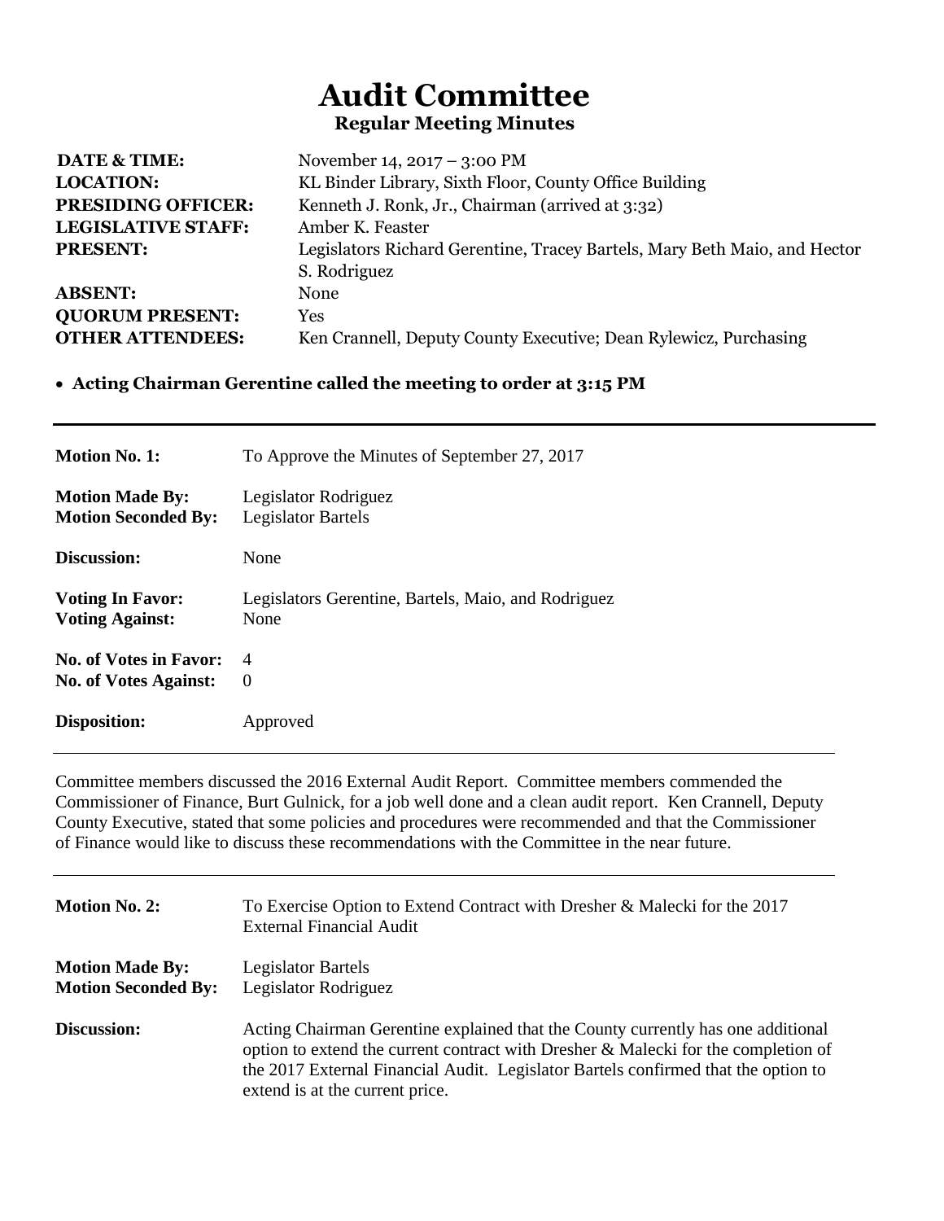# Audit Committee

## Regular Meeting Minutes

| | |
|---|---|
| **DATE & TIME:** | November 14, 2017 – 3:00 PM |
| **LOCATION:** | KL Binder Library, Sixth Floor, County Office Building |
| **PRESIDING OFFICER:** | Kenneth J. Ronk, Jr., Chairman (arrived at 3:32) |
| **LEGISLATIVE STAFF:** | Amber K. Feaster |
| **PRESENT:** | Legislators Richard Gerentine, Tracey Bartels, Mary Beth Maio, and Hector S. Rodriguez |
| **ABSENT:** | None |
| **QUORUM PRESENT:** | Yes |
| **OTHER ATTENDEES:** | Ken Crannell, Deputy County Executive; Dean Rylewicz, Purchasing |

- **Acting Chairman Gerentine called the meeting to order at 3:15 PM**

---

| | |
|---|---|
| **Motion No. 1:** | To Approve the Minutes of September 27, 2017 |
| **Motion Made By:** | Legislator Rodriguez |
| **Motion Seconded By:** | Legislator Bartels |
| **Discussion:** | None |
| **Voting In Favor:** | Legislators Gerentine, Bartels, Maio, and Rodriguez |
| **Voting Against:** | None |
| **No. of Votes in Favor:** | 4 |
| **No. of Votes Against:** | 0 |
| **Disposition:** | Approved |

---

Committee members discussed the 2016 External Audit Report. Committee members commended the Commissioner of Finance, Burt Gulnick, for a job well done and a clean audit report. Ken Crannell, Deputy County Executive, stated that some policies and procedures were recommended and that the Commissioner of Finance would like to discuss these recommendations with the Committee in the near future.

---

| | |
|---|---|
| **Motion No. 2:** | To Exercise Option to Extend Contract with Dresher & Malecki for the 2017 External Financial Audit |
| **Motion Made By:** | Legislator Bartels |
| **Motion Seconded By:** | Legislator Rodriguez |
| **Discussion:** | Acting Chairman Gerentine explained that the County currently has one additional option to extend the current contract with Dresher & Malecki for the completion of the 2017 External Financial Audit. Legislator Bartels confirmed that the option to extend is at the current price. |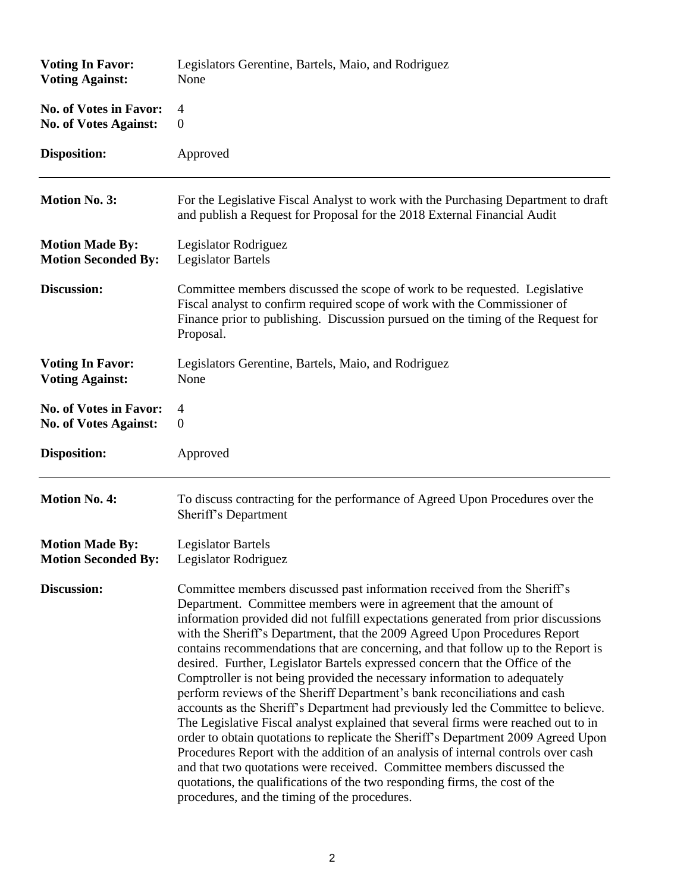**Voting In Favor:** Legislators Gerentine, Bartels, Maio, and Rodriguez
**Voting Against:** None

**No. of Votes in Favor:** 4
**No. of Votes Against:** 0

**Disposition:** Approved

---

**Motion No. 3:** For the Legislative Fiscal Analyst to work with the Purchasing Department to draft and publish a Request for Proposal for the 2018 External Financial Audit

**Motion Made By:** Legislator Rodriguez
**Motion Seconded By:** Legislator Bartels

**Discussion:** Committee members discussed the scope of work to be requested. Legislative Fiscal analyst to confirm required scope of work with the Commissioner of Finance prior to publishing. Discussion pursued on the timing of the Request for Proposal.

**Voting In Favor:** Legislators Gerentine, Bartels, Maio, and Rodriguez
**Voting Against:** None

**No. of Votes in Favor:** 4
**No. of Votes Against:** 0

**Disposition:** Approved

---

**Motion No. 4:** To discuss contracting for the performance of Agreed Upon Procedures over the Sheriff's Department

**Motion Made By:** Legislator Bartels
**Motion Seconded By:** Legislator Rodriguez

**Discussion:** Committee members discussed past information received from the Sheriff's Department. Committee members were in agreement that the amount of information provided did not fulfill expectations generated from prior discussions with the Sheriff's Department, that the 2009 Agreed Upon Procedures Report contains recommendations that are concerning, and that follow up to the Report is desired. Further, Legislator Bartels expressed concern that the Office of the Comptroller is not being provided the necessary information to adequately perform reviews of the Sheriff Department's bank reconciliations and cash accounts as the Sheriff's Department had previously led the Committee to believe. The Legislative Fiscal analyst explained that several firms were reached out to in order to obtain quotations to replicate the Sheriff's Department 2009 Agreed Upon Procedures Report with the addition of an analysis of internal controls over cash and that two quotations were received. Committee members discussed the quotations, the qualifications of the two responding firms, the cost of the procedures, and the timing of the procedures.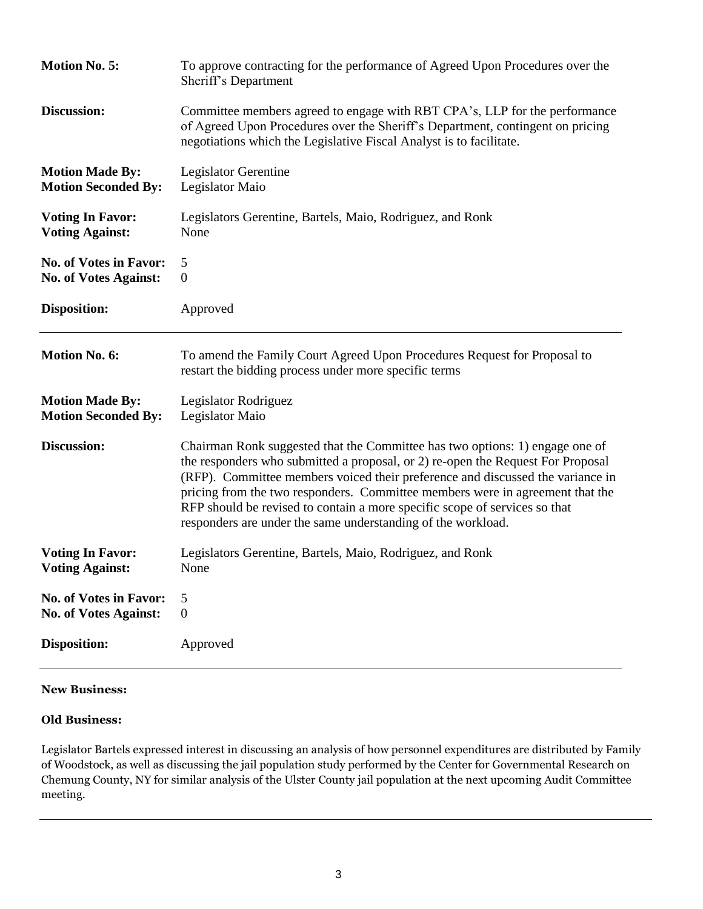**Motion No. 5:** To approve contracting for the performance of Agreed Upon Procedures over the Sheriff's Department

**Discussion:** Committee members agreed to engage with RBT CPA's, LLP for the performance of Agreed Upon Procedures over the Sheriff's Department, contingent on pricing negotiations which the Legislative Fiscal Analyst is to facilitate.

**Motion Made By:** Legislator Gerentine
**Motion Seconded By:** Legislator Maio

**Voting In Favor:** Legislators Gerentine, Bartels, Maio, Rodriguez, and Ronk
**Voting Against:** None

**No. of Votes in Favor:** 5
**No. of Votes Against:** 0

**Disposition:** Approved

---

**Motion No. 6:** To amend the Family Court Agreed Upon Procedures Request for Proposal to restart the bidding process under more specific terms

**Motion Made By:** Legislator Rodriguez
**Motion Seconded By:** Legislator Maio

**Discussion:** Chairman Ronk suggested that the Committee has two options: 1) engage one of the responders who submitted a proposal, or 2) re-open the Request For Proposal (RFP). Committee members voiced their preference and discussed the variance in pricing from the two responders. Committee members were in agreement that the RFP should be revised to contain a more specific scope of services so that responders are under the same understanding of the workload.

**Voting In Favor:** Legislators Gerentine, Bartels, Maio, Rodriguez, and Ronk
**Voting Against:** None

**No. of Votes in Favor:** 5
**No. of Votes Against:** 0

**Disposition:** Approved

---

**New Business:**

**Old Business:**

Legislator Bartels expressed interest in discussing an analysis of how personnel expenditures are distributed by Family of Woodstock, as well as discussing the jail population study performed by the Center for Governmental Research on Chemung County, NY for similar analysis of the Ulster County jail population at the next upcoming Audit Committee meeting.

---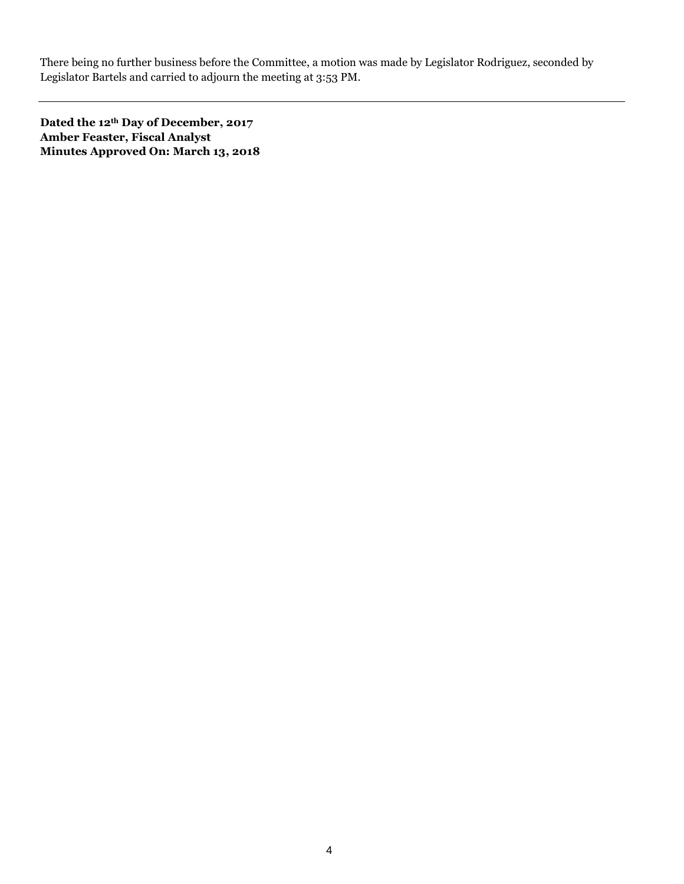There being no further business before the Committee, a motion was made by Legislator Rodriguez, seconded by Legislator Bartels and carried to adjourn the meeting at 3:53 PM.

---

**Dated the 12th Day of December, 2017**
**Amber Feaster, Fiscal Analyst**
**Minutes Approved On: March 13, 2018**